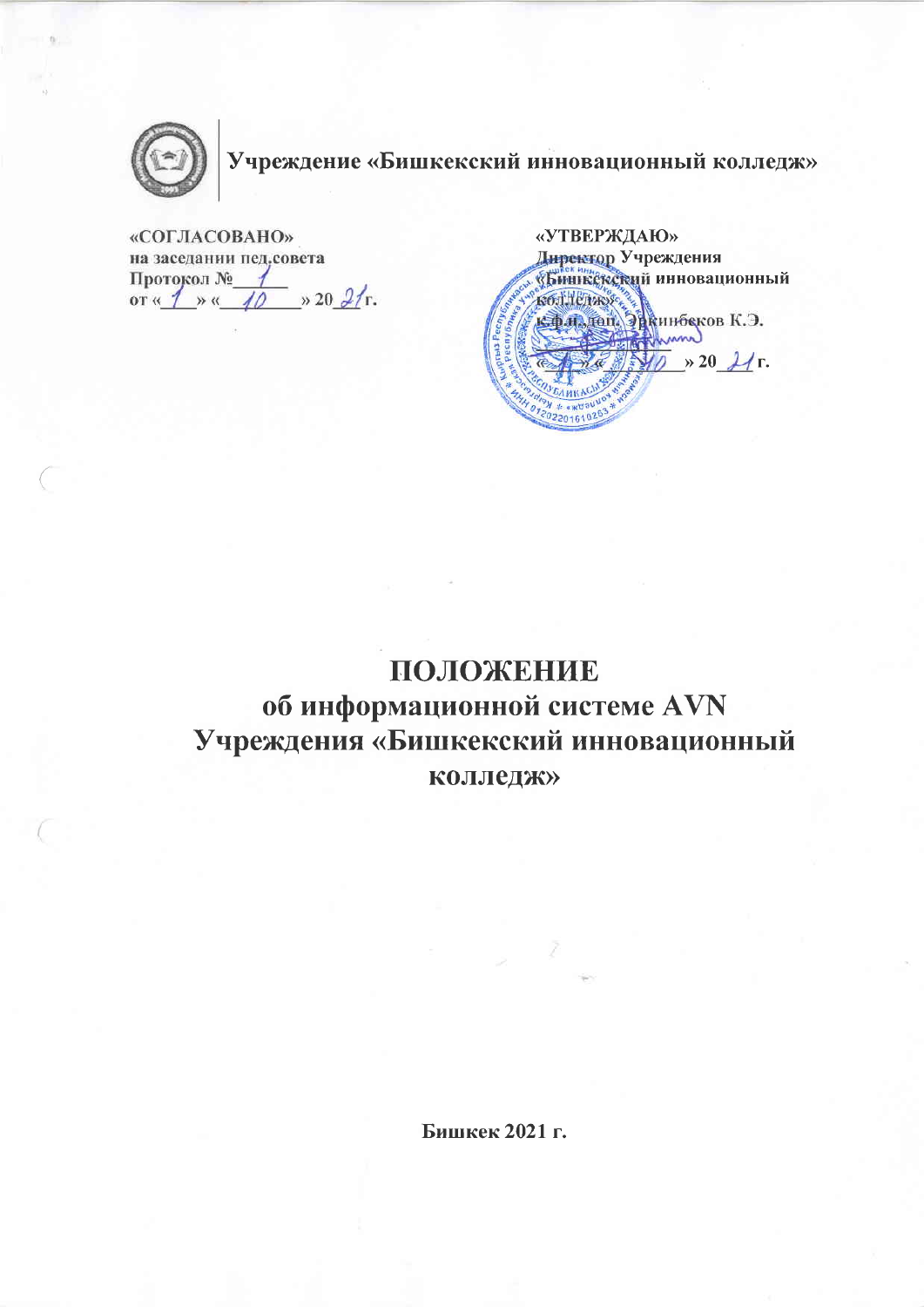**Учреждение «Бишкекский инновационный колледж»**

| «СОГЛАСОВАНО» | «УТВЕРЖДАЮ» |
|---|---|
| на заседании пед.совета | Директор Учреждения «Бишкекский инновационный колледж» |
| Протокол № 1 | к.ф.н., доц. Эркинбеков К.Э. |
| от « 1 » « 10 » 20 21 г. | « » « 10 » 20 21 г. |

# ПОЛОЖЕНИЕ
## об информационной системе AVN Учреждения «Бишкекский инновационный колледж»

**Бишкек 2021 г.**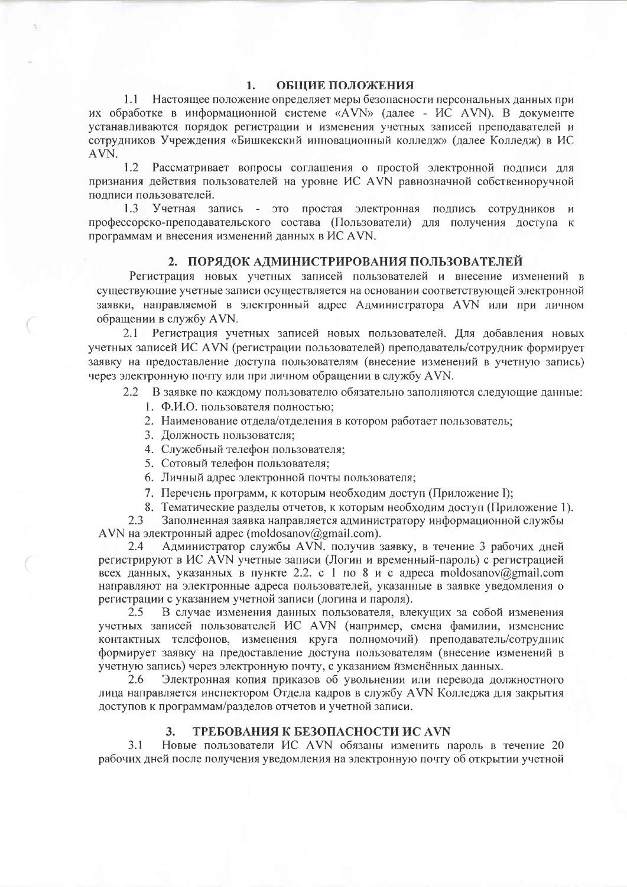## 1. ОБЩИЕ ПОЛОЖЕНИЯ

1.1 Настоящее положение определяет меры безопасности персональных данных при их обработке в информационной системе «AVN» (далее - ИС AVN). В документе устанавливаются порядок регистрации и изменения учетных записей преподавателей и сотрудников Учреждения «Бишкекский инновационный колледж» (далее Колледж) в ИС AVN.

1.2 Рассматривает вопросы соглашения о простой электронной подписи для признания действия пользователей на уровне ИС AVN равнозначной собственноручной подписи пользователей.

1.3 Учетная запись - это простая электронная подпись сотрудников и профессорско-преподавательского состава (Пользователи) для получения доступа к программам и внесения изменений данных в ИС AVN.

## 2. ПОРЯДОК АДМИНИСТРИРОВАНИЯ ПОЛЬЗОВАТЕЛЕЙ

Регистрация новых учетных записей пользователей и внесение изменений в существующие учетные записи осуществляется на основании соответствующей электронной заявки, направляемой в электронный адрес Администратора AVN или при личном обращении в службу AVN.

2.1 Регистрация учетных записей новых пользователей. Для добавления новых учетных записей ИС AVN (регистрации пользователей) преподаватель/сотрудник формирует заявку на предоставление доступа пользователям (внесение изменений в учетную запись) через электронную почту или при личном обращении в службу AVN.

2.2 В заявке по каждому пользователю обязательно заполняются следующие данные:

1. Ф.И.О. пользователя полностью;
2. Наименование отдела/отделения в котором работает пользователь;
3. Должность пользователя;
4. Служебный телефон пользователя;
5. Сотовый телефон пользователя;
6. Личный адрес электронной почты пользователя;
7. Перечень программ, к которым необходим доступ (Приложение I);
8. Тематические разделы отчетов, к которым необходим доступ (Приложение 1).

2.3 Заполненная заявка направляется администратору информационной службы AVN на электронный адрес (moldosanov@gmail.com).

2.4 Администратор службы AVN. получив заявку, в течение 3 рабочих дней регистрируют в ИС AVN учетные записи (Логин и временный-пароль) с регистрацией всех данных, указанных в пункте 2.2. с 1 по 8 и с адреса moldosanov@gmail.com направляют на электронные адреса пользователей, указанные в заявке уведомления о регистрации с указанием учетной записи (логина и пароля).

2.5 В случае изменения данных пользователя, влекущих за собой изменения учетных записей пользователей ИС AVN (например, смена фамилии, изменение контактных телефонов, изменения круга полномочий) преподаватель/сотрудник формирует заявку на предоставление доступа пользователям (внесение изменений в учетную запись) через электронную почту, с указанием йзменённых данных.

2.6 Электронная копия приказов об увольнении или перевода должностного лица направляется инспектором Отдела кадров в службу AVN Колледжа для закрытия доступов к программам/разделов отчетов и учетной записи.

## 3. ТРЕБОВАНИЯ К БЕЗОПАСНОСТИ ИС AVN

3.1 Новые пользователи ИС AVN обязаны изменить пароль в течение 20 рабочих дней после получения уведомления на электронную почту об открытии учетной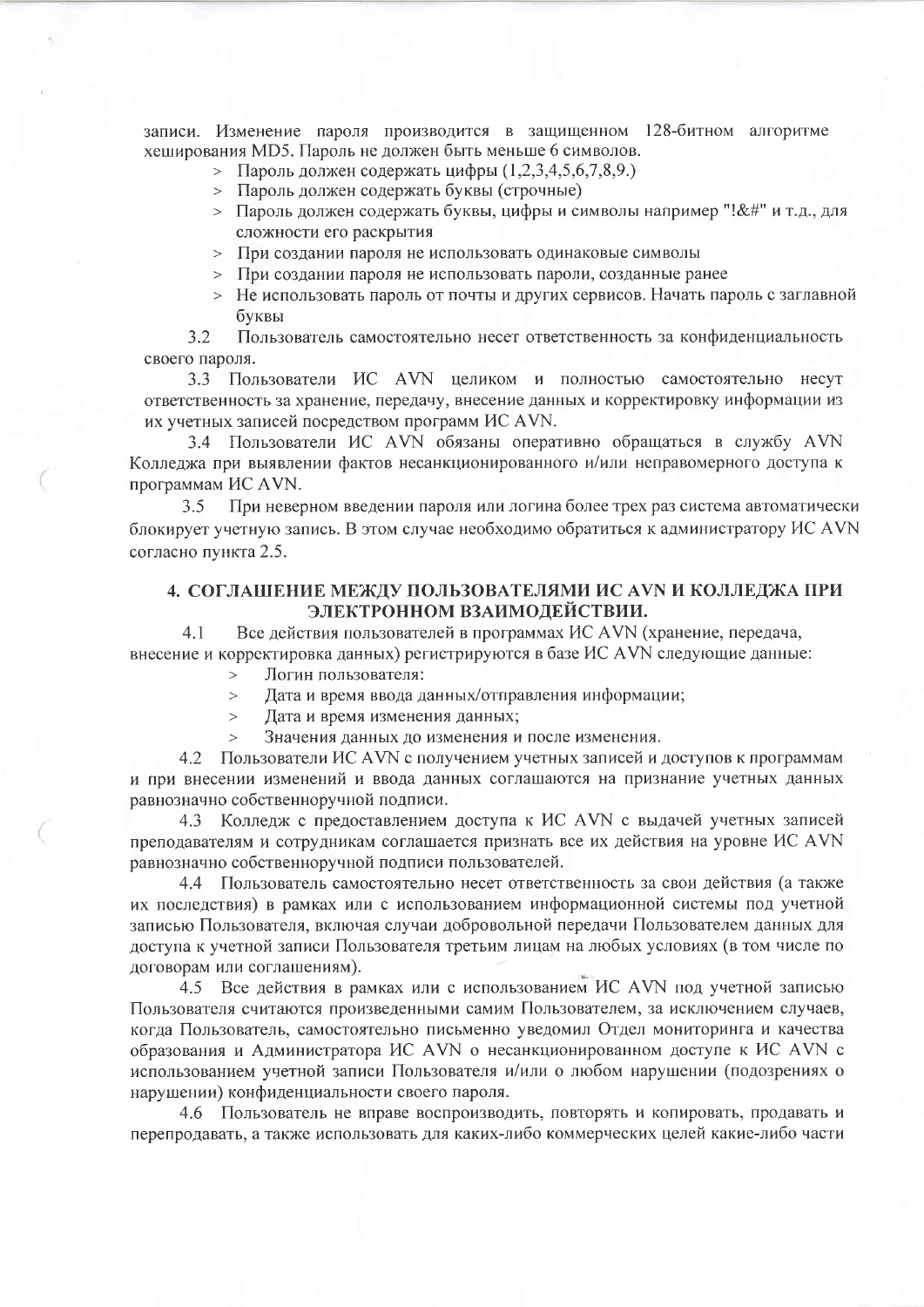записи. Изменение пароля производится в защищенном 128-битном алгоритме хеширования MD5. Пароль не должен быть меньше 6 символов.

> Пароль должен содержать цифры (1,2,3,4,5,6,7,8,9.)
> Пароль должен содержать буквы (строчные)
> Пароль должен содержать буквы, цифры и символы например "!&#" и т.д., для сложности его раскрытия
> При создании пароля не использовать одинаковые символы
> При создании пароля не использовать пароли, созданные ранее
> Не использовать пароль от почты и других сервисов. Начать пароль с заглавной буквы

3.2 Пользователь самостоятельно несет ответственность за конфиденциальность своего пароля.

3.3 Пользователи ИС AVN целиком и полностью самостоятельно несут ответственность за хранение, передачу, внесение данных и корректировку информации из их учетных записей посредством программ ИС AVN.

3.4 Пользователи ИС AVN обязаны оперативно обращаться в службу AVN Колледжа при выявлении фактов несанкционированного и/или неправомерного доступа к программам ИС AVN.

3.5 При неверном введении пароля или логина более трех раз система автоматически блокирует учетную запись. В этом случае необходимо обратиться к администратору ИС AVN согласно пункта 2.5.

## 4. СОГЛАШЕНИЕ МЕЖДУ ПОЛЬЗОВАТЕЛЯМИ ИС AVN И КОЛЛЕДЖА ПРИ ЭЛЕКТРОННОМ ВЗАИМОДЕЙСТВИИ.

4.1 Все действия пользователей в программах ИС AVN (хранение, передача, внесение и корректировка данных) регистрируются в базе ИС AVN следующие данные:

> Логин пользователя:
> Дата и время ввода данных/отправления информации;
> Дата и время изменения данных;
> Значения данных до изменения и после изменения.

4.2 Пользователи ИС AVN с получением учетных записей и доступов к программам и при внесении изменений и ввода данных соглашаются на признание учетных данных равнозначно собственноручной подписи.

4.3 Колледж с предоставлением доступа к ИС AVN с выдачей учетных записей преподавателям и сотрудникам соглашается признать все их действия на уровне ИС AVN равнозначно собственноручной подписи пользователей.

4.4 Пользователь самостоятельно несет ответственность за свои действия (а также их последствия) в рамках или с использованием информационной системы под учетной записью Пользователя, включая случаи добровольной передачи Пользователем данных для доступа к учетной записи Пользователя третьим лицам на любых условиях (в том числе по договорам или соглашениям).

4.5 Все действия в рамках или с использованием ИС AVN под учетной записью Пользователя считаются произведенными самим Пользователем, за исключением случаев, когда Пользователь, самостоятельно письменно уведомил Отдел мониторинга и качества образования и Администратора ИС AVN о несанкционированном доступе к ИС AVN с использованием учетной записи Пользователя и/или о любом нарушении (подозрениях о нарушении) конфиденциальности своего пароля.

4.6 Пользователь не вправе воспроизводить, повторять и копировать, продавать и перепродавать, а также использовать для каких-либо коммерческих целей какие-либо части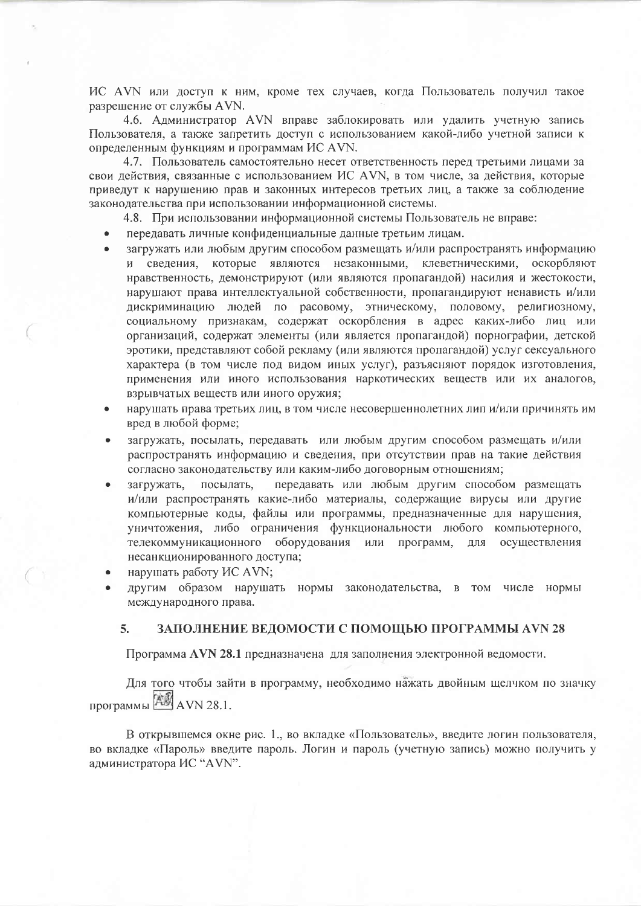ИС AVN или доступ к ним, кроме тех случаев, когда Пользователь получил такое разрешение от службы AVN.

4.6. Администратор AVN вправе заблокировать или удалить учетную запись Пользователя, а также запретить доступ с использованием какой-либо учетной записи к определенным функциям и программам ИС AVN.

4.7. Пользователь самостоятельно несет ответственность перед третьими лицами за свои действия, связанные с использованием ИС AVN, в том числе, за действия, которые приведут к нарушению прав и законных интересов третьих лиц, а также за соблюдение законодательства при использовании информационной системы.

4.8. При использовании информационной системы Пользователь не вправе:

- передавать личные конфиденциальные данные третьим лицам.
- загружать или любым другим способом размещать и/или распространять информацию и сведения, которые являются незаконными, клеветническими, оскорбляют нравственность, демонстрируют (или являются пропагандой) насилия и жестокости, нарушают права интеллектуальной собственности, пропагандируют ненависть и/или дискриминацию людей по расовому, этническому, половому, религиозному, социальному признакам, содержат оскорбления в адрес каких-либо лиц или организаций, содержат элементы (или является пропагандой) порнографии, детской эротики, представляют собой рекламу (или являются пропагандой) услуг сексуального характера (в том числе под видом иных услуг), разъясняют порядок изготовления, применения или иного использования наркотических веществ или их аналогов, взрывчатых веществ или иного оружия;
- нарушать права третьих лиц, в том числе несовершеннолетних лип и/или причинять им вред в любой форме;
- загружать, посылать, передавать или любым другим способом размещать и/или распространять информацию и сведения, при отсутствии прав на такие действия согласно законодательству или каким-либо договорным отношениям;
- загружать, посылать, передавать или любым другим способом размещать и/или распространять какие-либо материалы, содержащие вирусы или другие компьютерные коды, файлы или программы, предназначенные для нарушения, уничтожения, либо ограничения функциональности любого компьютерного, телекоммуникационного оборудования или программ, для осуществления несанкционированного доступа;
- нарушать работу ИС AVN;
- другим образом нарушать нормы законодательства, в том числе нормы международного права.

## 5. ЗАПОЛНЕНИЕ ВЕДОМОСТИ С ПОМОЩЬЮ ПРОГРАММЫ AVN 28

Программа **AVN 28.1** предназначена для заполнения электронной ведомости.

Для того чтобы зайти в программу, необходимо нажать двойным щелчком по значку программы AVN 28.1.

В открывшемся окне рис. 1., во вкладке «Пользователь», введите логин пользователя, во вкладке «Пароль» введите пароль. Логин и пароль (учетную запись) можно получить у администратора ИС "AVN".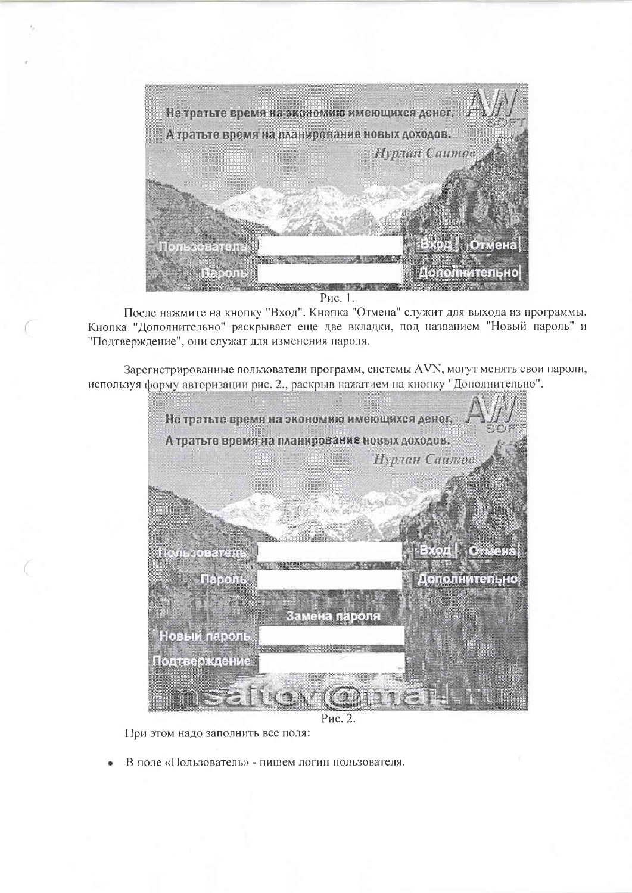Рис. 1.

После нажмите на кнопку "Вход". Кнопка "Отмена" служит для выхода из программы. Кнопка "Дополнительно" раскрывает еще две вкладки, под названием "Новый пароль" и "Подтверждение", они служат для изменения пароля.

Зарегистрированные пользователи программ, системы AVN, могут менять свои пароли, используя форму авторизации рис. 2., раскрыв нажатием на кнопку "Дополнительно".

Рис. 2.

При этом надо заполнить все поля:

- В поле «Пользователь» - пишем логин пользователя.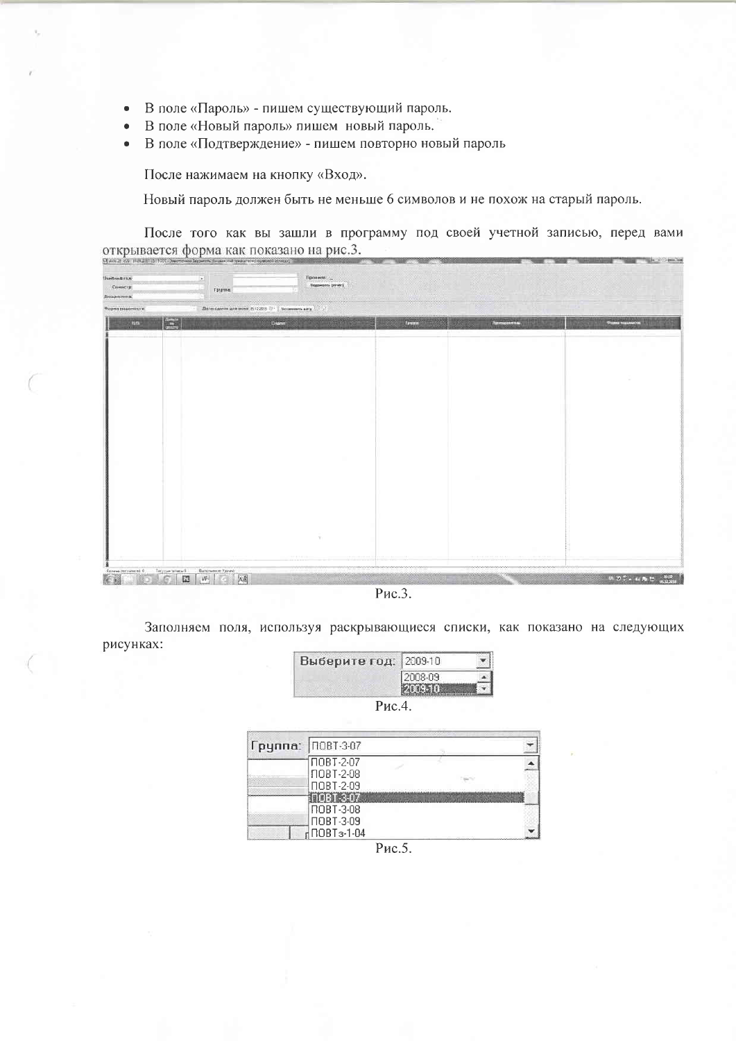- В поле «Пароль» - пишем существующий пароль.
- В поле «Новый пароль» пишем новый пароль.
- В поле «Подтверждение» - пишем повторно новый пароль

После нажимаем на кнопку «Вход».

Новый пароль должен быть не меньше 6 символов и не похож на старый пароль.

После того как вы зашли в программу под своей учетной записью, перед вами открывается форма как показано на рис.3.

Рис.3.

Заполняем поля, используя раскрывающиеся списки, как показано на следующих рисунках:

Рис.4.

Рис.5.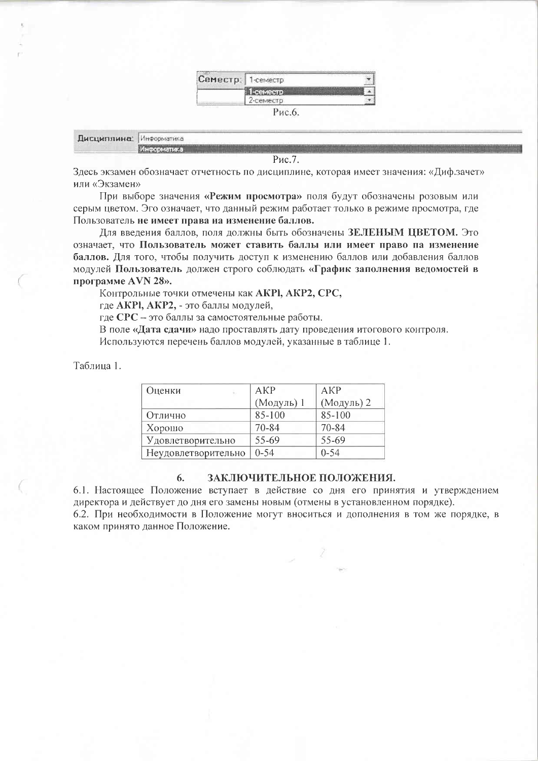Семестр: 1-семестр

1-семестр
2-семестр

Рис.6.

Дисциплина: Информатика

Информатика

Рис.7.

Здесь экзамен обозначает отчетность по дисциплине, которая имеет значения: «Диф.зачет» или «Экзамен»

При выборе значения **«Режим просмотра»** поля будут обозначены розовым или серым цветом. Это означает, что данный режим работает только в режиме просмотра, где Пользователь **не имеет права на изменение баллов.**

Для введения баллов, поля должны быть обозначены **ЗЕЛЕНЫМ ЦВЕТОМ.** Это означает, что **Пользователь может ставить баллы или имеет право па изменение баллов.** Для того, чтобы получить доступ к изменению баллов или добавления баллов модулей **Пользователь** должен строго соблюдать **«График заполнения ведомостей в программе AVN 28».**

Контрольные точки отмечены как **АКРl, АКР2, СРС,**

где **АКРl, АКР2,** - это баллы модулей,

где **СРС** – это баллы за самостоятельные работы.

В поле **«Дата сдачи»** надо проставлять дату проведения итогового контроля.

Используются перечень баллов модулей, указанные в таблице 1.

Таблица 1.

| Оценки | АКР (Модуль) 1 | АКР (Модуль) 2 |
|---|---|---|
| Отлично | 85-100 | 85-100 |
| Хорошо | 70-84 | 70-84 |
| Удовлетворительно | 55-69 | 55-69 |
| Неудовлетворительно | 0-54 | 0-54 |

## 6. ЗАКЛЮЧИТЕЛЬНОЕ ПОЛОЖЕНИЯ.

6.1. Настоящее Положение вступает в действие со дня его принятия и утверждением директора и действует до дня его замены новым (отмены в установленном порядке).

6.2. При необходимости в Положение могут вноситься и дополнения в том же порядке, в каком принято данное Положение.